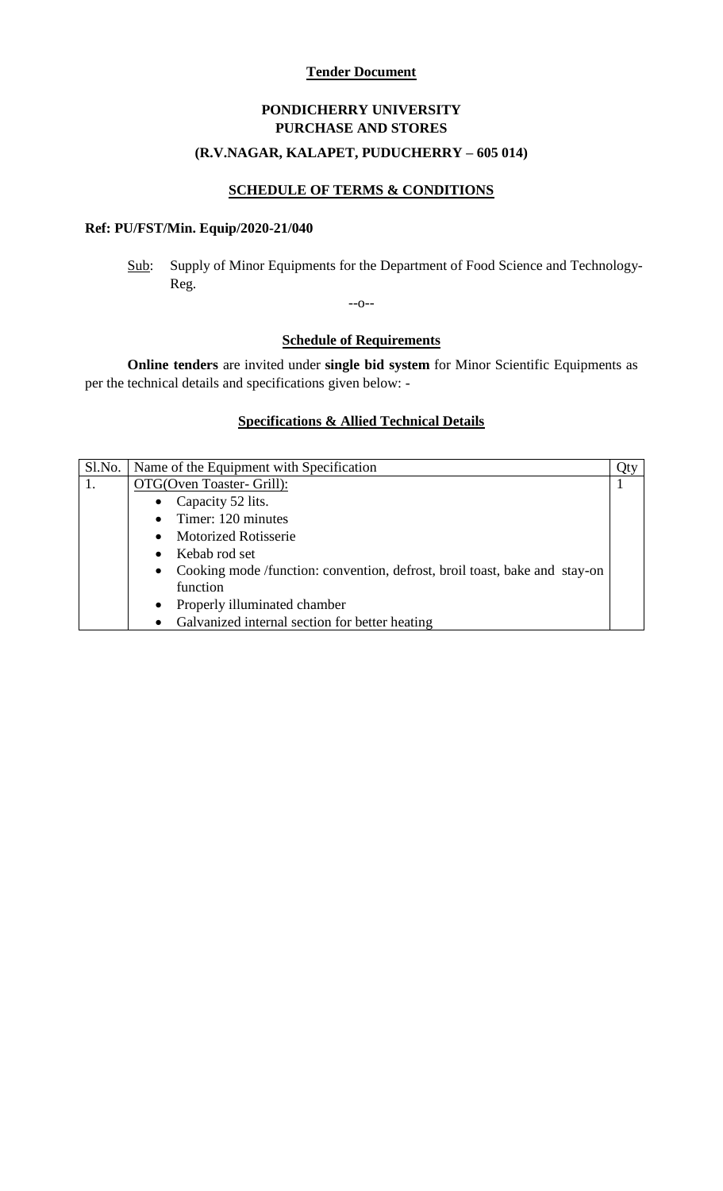**Tender Document**

**PONDICHERRY UNIVERSITY**
**PURCHASE AND STORES**
**(R.V.NAGAR, KALAPET, PUDUCHERRY – 605 014)**

**SCHEDULE OF TERMS & CONDITIONS**

**Ref: PU/FST/Min. Equip/2020-21/040**

Sub: Supply of Minor Equipments for the Department of Food Science and Technology-Reg.

--o--

**Schedule of Requirements**

**Online tenders** are invited under **single bid system** for Minor Scientific Equipments as per the technical details and specifications given below: -

**Specifications & Allied Technical Details**

| Sl.No. | Name of the Equipment with Specification | Qty |
|---|---|---|
| 1. | OTG(Oven Toaster- Grill):<br>• Capacity 52 lits.<br>• Timer: 120 minutes<br>• Motorized Rotisserie<br>• Kebab rod set<br>• Cooking mode /function: convention, defrost, broil toast, bake and stay-on function<br>• Properly illuminated chamber<br>• Galvanized internal section for better heating | 1 |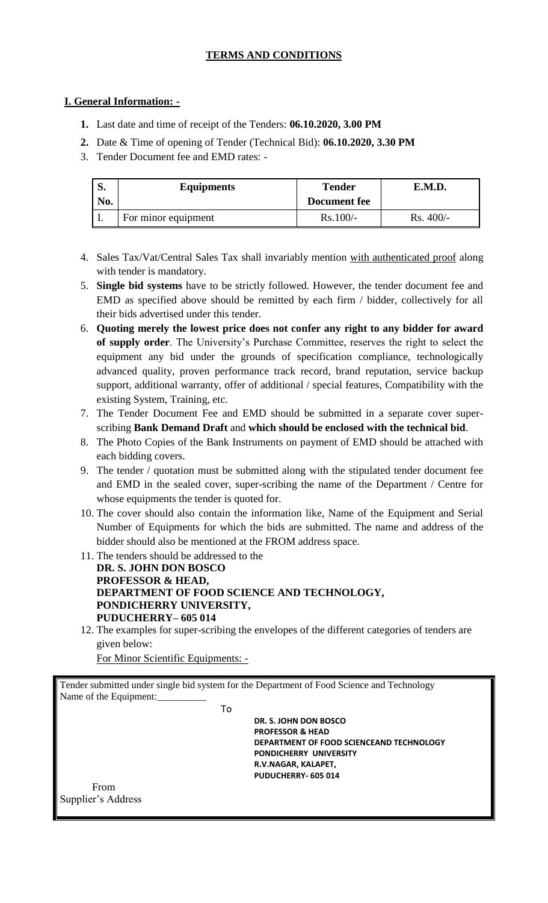## TERMS AND CONDITIONS

### I. General Information: -

1. Last date and time of receipt of the Tenders: **06.10.2020, 3.00 PM**
2. Date & Time of opening of Tender (Technical Bid): **06.10.2020, 3.30 PM**
3. Tender Document fee and EMD rates: -

| S. No. | Equipments | Tender Document fee | E.M.D. |
|---|---|---|---|
| I. | For minor equipment | Rs.100/- | Rs. 400/- |

4. Sales Tax/Vat/Central Sales Tax shall invariably mention with authenticated proof along with tender is mandatory.
5. **Single bid systems** have to be strictly followed. However, the tender document fee and EMD as specified above should be remitted by each firm / bidder, collectively for all their bids advertised under this tender.
6. **Quoting merely the lowest price does not confer any right to any bidder for award of supply order**. The University's Purchase Committee, reserves the right to select the equipment any bid under the grounds of specification compliance, technologically advanced quality, proven performance track record, brand reputation, service backup support, additional warranty, offer of additional / special features, Compatibility with the existing System, Training, etc.
7. The Tender Document Fee and EMD should be submitted in a separate cover super-scribing **Bank Demand Draft** and **which should be enclosed with the technical bid**.
8. The Photo Copies of the Bank Instruments on payment of EMD should be attached with each bidding covers.
9. The tender / quotation must be submitted along with the stipulated tender document fee and EMD in the sealed cover, super-scribing the name of the Department / Centre for whose equipments the tender is quoted for.
10. The cover should also contain the information like, Name of the Equipment and Serial Number of Equipments for which the bids are submitted. The name and address of the bidder should also be mentioned at the FROM address space.
11. The tenders should be addressed to the
    **DR. S. JOHN DON BOSCO**
    **PROFESSOR & HEAD,**
    **DEPARTMENT OF FOOD SCIENCE AND TECHNOLOGY,**
    **PONDICHERRY UNIVERSITY,**
    **PUDUCHERRY– 605 014**
12. The examples for super-scribing the envelopes of the different categories of tenders are given below:
    For Minor Scientific Equipments: -

Tender submitted under single bid system for the Department of Food Science and Technology
Name of the Equipment:__________

To

**DR. S. JOHN DON BOSCO**
**PROFESSOR & HEAD**
**DEPARTMENT OF FOOD SCIENCEAND TECHNOLOGY**
**PONDICHERRY UNIVERSITY**
**R.V.NAGAR, KALAPET,**
**PUDUCHERRY- 605 014**

From
Supplier's Address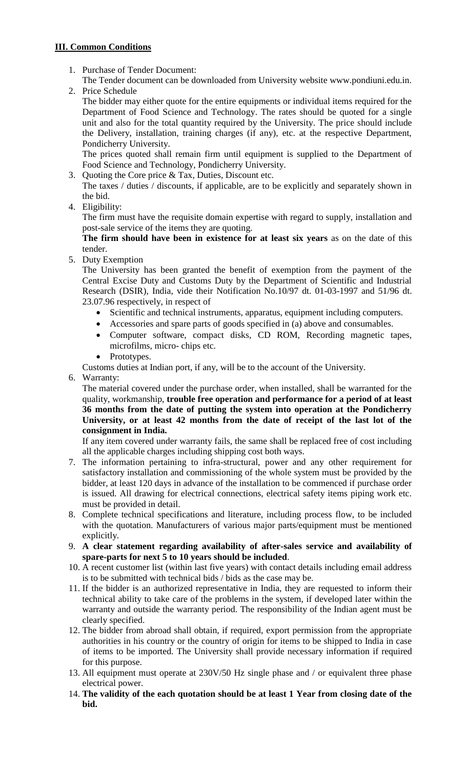**III. Common Conditions**

1. Purchase of Tender Document:
   The Tender document can be downloaded from University website www.pondiuni.edu.in.
2. Price Schedule
   The bidder may either quote for the entire equipments or individual items required for the Department of Food Science and Technology. The rates should be quoted for a single unit and also for the total quantity required by the University. The price should include the Delivery, installation, training charges (if any), etc. at the respective Department, Pondicherry University.
   The prices quoted shall remain firm until equipment is supplied to the Department of Food Science and Technology, Pondicherry University.
3. Quoting the Core price & Tax, Duties, Discount etc.
   The taxes / duties / discounts, if applicable, are to be explicitly and separately shown in the bid.
4. Eligibility:
   The firm must have the requisite domain expertise with regard to supply, installation and post-sale service of the items they are quoting.
   **The firm should have been in existence for at least six years** as on the date of this tender.
5. Duty Exemption
   The University has been granted the benefit of exemption from the payment of the Central Excise Duty and Customs Duty by the Department of Scientific and Industrial Research (DSIR), India, vide their Notification No.10/97 dt. 01-03-1997 and 51/96 dt. 23.07.96 respectively, in respect of
   - Scientific and technical instruments, apparatus, equipment including computers.
   - Accessories and spare parts of goods specified in (a) above and consumables.
   - Computer software, compact disks, CD ROM, Recording magnetic tapes, microfilms, micro- chips etc.
   - Prototypes.

   Customs duties at Indian port, if any, will be to the account of the University.
6. Warranty:
   The material covered under the purchase order, when installed, shall be warranted for the quality, workmanship, **trouble free operation and performance for a period of at least 36 months from the date of putting the system into operation at the Pondicherry University, or at least 42 months from the date of receipt of the last lot of the consignment in India.**
   If any item covered under warranty fails, the same shall be replaced free of cost including all the applicable charges including shipping cost both ways.
7. The information pertaining to infra-structural, power and any other requirement for satisfactory installation and commissioning of the whole system must be provided by the bidder, at least 120 days in advance of the installation to be commenced if purchase order is issued. All drawing for electrical connections, electrical safety items piping work etc. must be provided in detail.
8. Complete technical specifications and literature, including process flow, to be included with the quotation. Manufacturers of various major parts/equipment must be mentioned explicitly.
9. **A clear statement regarding availability of after-sales service and availability of spare-parts for next 5 to 10 years should be included**.
10. A recent customer list (within last five years) with contact details including email address is to be submitted with technical bids / bids as the case may be.
11. If the bidder is an authorized representative in India, they are requested to inform their technical ability to take care of the problems in the system, if developed later within the warranty and outside the warranty period. The responsibility of the Indian agent must be clearly specified.
12. The bidder from abroad shall obtain, if required, export permission from the appropriate authorities in his country or the country of origin for items to be shipped to India in case of items to be imported. The University shall provide necessary information if required for this purpose.
13. All equipment must operate at 230V/50 Hz single phase and / or equivalent three phase electrical power.
14. **The validity of the each quotation should be at least 1 Year from closing date of the bid.**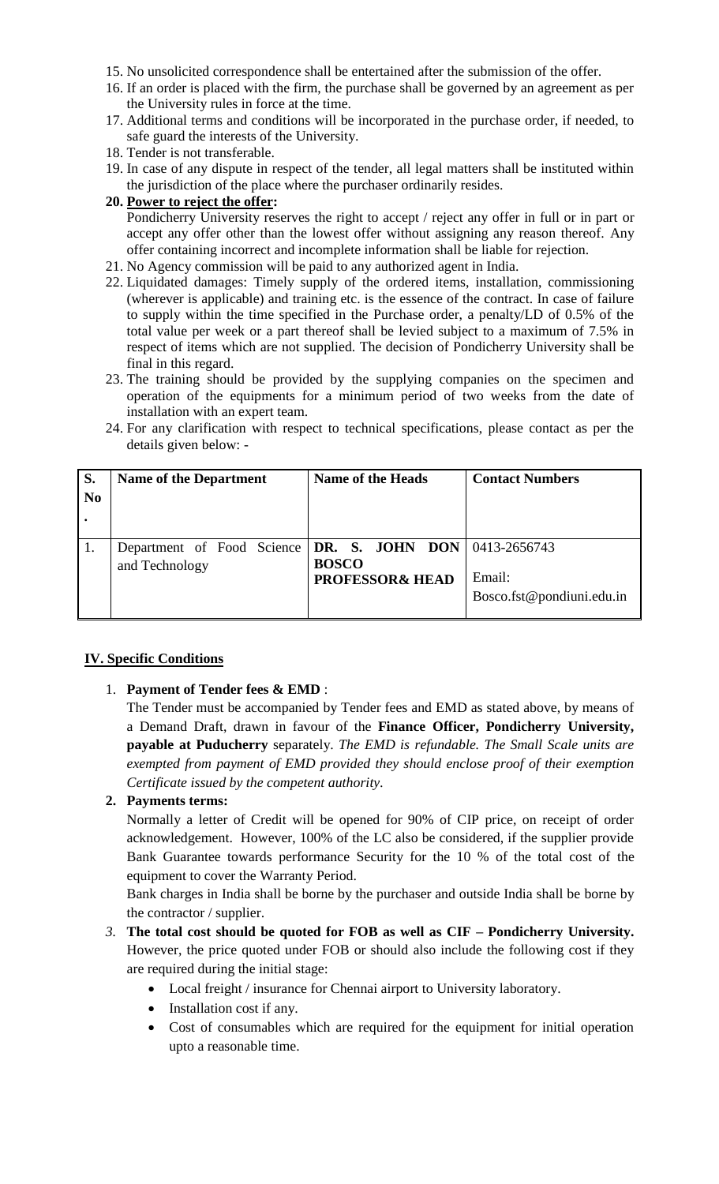15. No unsolicited correspondence shall be entertained after the submission of the offer.
16. If an order is placed with the firm, the purchase shall be governed by an agreement as per the University rules in force at the time.
17. Additional terms and conditions will be incorporated in the purchase order, if needed, to safe guard the interests of the University.
18. Tender is not transferable.
19. In case of any dispute in respect of the tender, all legal matters shall be instituted within the jurisdiction of the place where the purchaser ordinarily resides.
20. **<u>Power to reject the offer</u>:**
    Pondicherry University reserves the right to accept / reject any offer in full or in part or accept any offer other than the lowest offer without assigning any reason thereof. Any offer containing incorrect and incomplete information shall be liable for rejection.
21. No Agency commission will be paid to any authorized agent in India.
22. Liquidated damages: Timely supply of the ordered items, installation, commissioning (wherever is applicable) and training etc. is the essence of the contract. In case of failure to supply within the time specified in the Purchase order, a penalty/LD of 0.5% of the total value per week or a part thereof shall be levied subject to a maximum of 7.5% in respect of items which are not supplied. The decision of Pondicherry University shall be final in this regard.
23. The training should be provided by the supplying companies on the specimen and operation of the equipments for a minimum period of two weeks from the date of installation with an expert team.
24. For any clarification with respect to technical specifications, please contact as per the details given below: -

| S. No. | Name of the Department | Name of the Heads | Contact Numbers |
|---|---|---|---|
| 1. | Department of Food Science and Technology | **DR. S. JOHN DON BOSCO PROFESSOR& HEAD** | 0413-2656743<br>Email:<br>Bosco.fst@pondiuni.edu.in |

**<u>IV. Specific Conditions</u>**

1. **Payment of Tender fees & EMD** :
   The Tender must be accompanied by Tender fees and EMD as stated above, by means of a Demand Draft, drawn in favour of the **Finance Officer, Pondicherry University, payable at Puducherry** separately. *The EMD is refundable. The Small Scale units are exempted from payment of EMD provided they should enclose proof of their exemption Certificate issued by the competent authority*.
2. **Payments terms:**
   Normally a letter of Credit will be opened for 90% of CIP price, on receipt of order acknowledgement. However, 100% of the LC also be considered, if the supplier provide Bank Guarantee towards performance Security for the 10 % of the total cost of the equipment to cover the Warranty Period.
   Bank charges in India shall be borne by the purchaser and outside India shall be borne by the contractor / supplier.
3. **The total cost should be quoted for FOB as well as CIF – Pondicherry University.** However, the price quoted under FOB or should also include the following cost if they are required during the initial stage:
   - Local freight / insurance for Chennai airport to University laboratory.
   - Installation cost if any.
   - Cost of consumables which are required for the equipment for initial operation upto a reasonable time.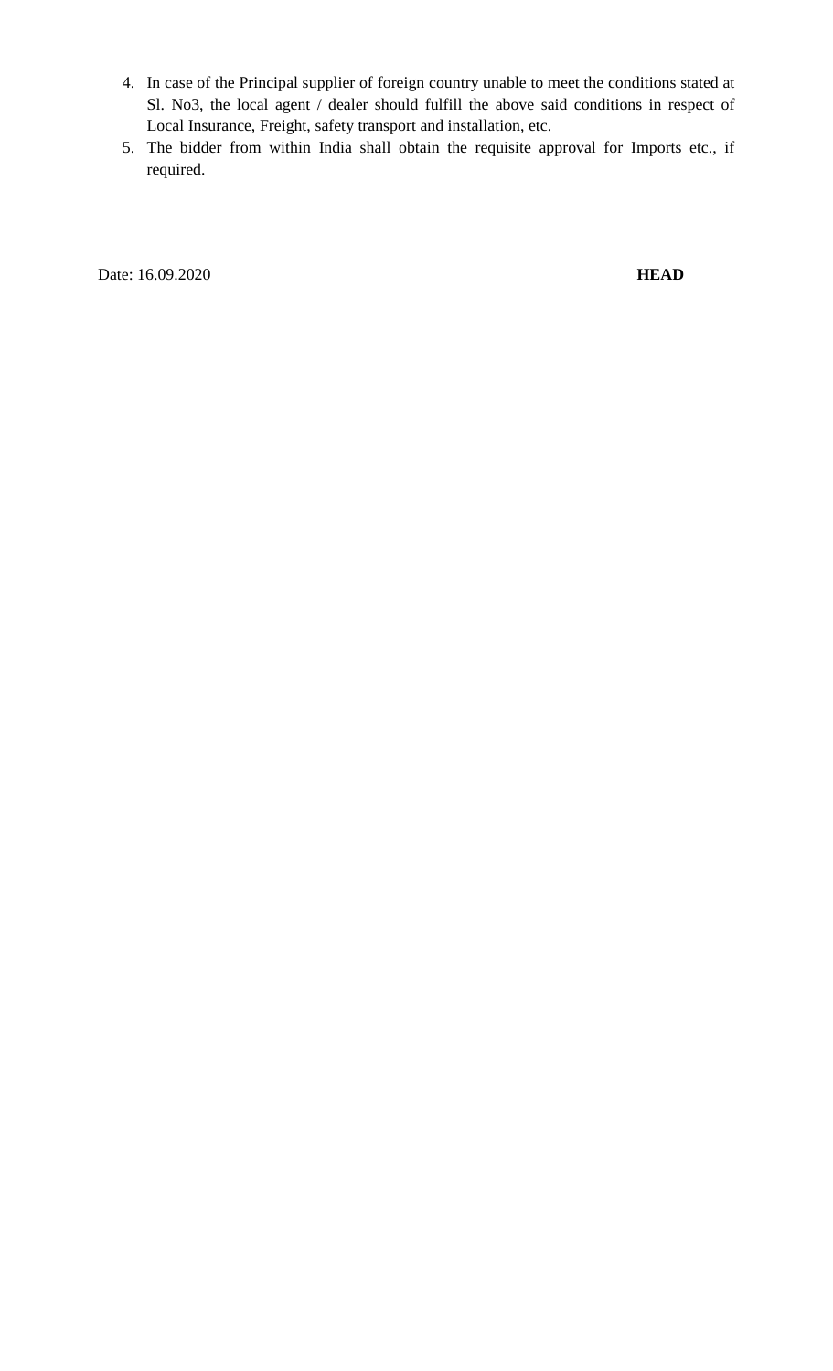4. In case of the Principal supplier of foreign country unable to meet the conditions stated at Sl. No3, the local agent / dealer should fulfill the above said conditions in respect of Local Insurance, Freight, safety transport and installation, etc.
5. The bidder from within India shall obtain the requisite approval for Imports etc., if required.

Date: 16.09.2020 **HEAD**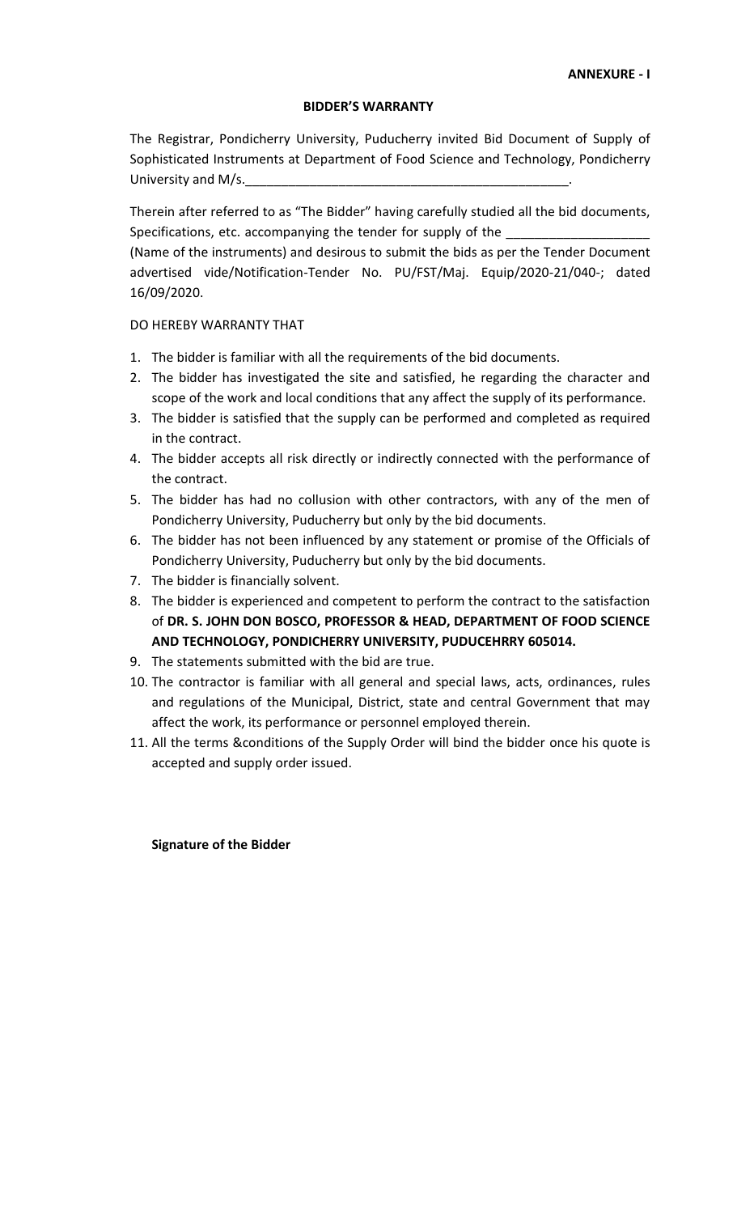**ANNEXURE - I**

**BIDDER'S WARRANTY**

The Registrar, Pondicherry University, Puducherry invited Bid Document of Supply of Sophisticated Instruments at Department of Food Science and Technology, Pondicherry University and M/s.______________________________________________.

Therein after referred to as "The Bidder" having carefully studied all the bid documents, Specifications, etc. accompanying the tender for supply of the ____________________ (Name of the instruments) and desirous to submit the bids as per the Tender Document advertised vide/Notification-Tender No. PU/FST/Maj. Equip/2020-21/040-; dated 16/09/2020.

DO HEREBY WARRANTY THAT

1. The bidder is familiar with all the requirements of the bid documents.
2. The bidder has investigated the site and satisfied, he regarding the character and scope of the work and local conditions that any affect the supply of its performance.
3. The bidder is satisfied that the supply can be performed and completed as required in the contract.
4. The bidder accepts all risk directly or indirectly connected with the performance of the contract.
5. The bidder has had no collusion with other contractors, with any of the men of Pondicherry University, Puducherry but only by the bid documents.
6. The bidder has not been influenced by any statement or promise of the Officials of Pondicherry University, Puducherry but only by the bid documents.
7. The bidder is financially solvent.
8. The bidder is experienced and competent to perform the contract to the satisfaction of **DR. S. JOHN DON BOSCO, PROFESSOR & HEAD, DEPARTMENT OF FOOD SCIENCE AND TECHNOLOGY, PONDICHERRY UNIVERSITY, PUDUCEHRRY 605014.**
9. The statements submitted with the bid are true.
10. The contractor is familiar with all general and special laws, acts, ordinances, rules and regulations of the Municipal, District, state and central Government that may affect the work, its performance or personnel employed therein.
11. All the terms &conditions of the Supply Order will bind the bidder once his quote is accepted and supply order issued.

**Signature of the Bidder**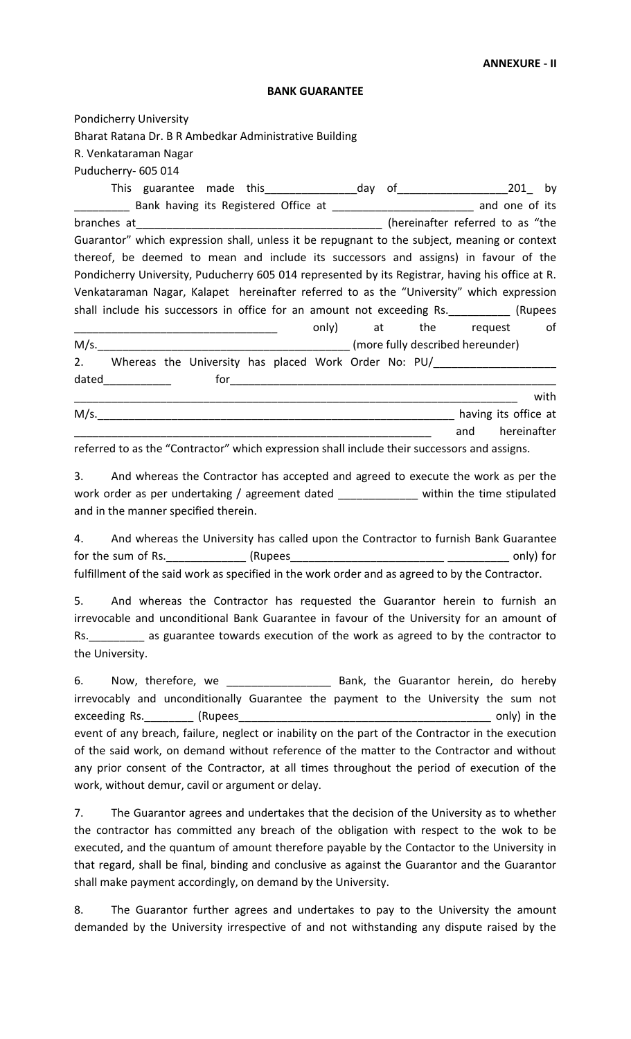**ANNEXURE - II**

**BANK GUARANTEE**

Pondicherry University
Bharat Ratana Dr. B R Ambedkar Administrative Building
R. Venkataraman Nagar
Puducherry- 605 014

This guarantee made this______________day of_________________201_ by _________ Bank having its Registered Office at _______________________ and one of its branches at_______________________________________ (hereinafter referred to as "the Guarantor" which expression shall, unless it be repugnant to the subject, meaning or context thereof, be deemed to mean and include its successors and assigns) in favour of the Pondicherry University, Puducherry 605 014 represented by its Registrar, having his office at R. Venkataraman Nagar, Kalapet hereinafter referred to as the "University" which expression shall include his successors in office for an amount not exceeding Rs.__________ (Rupees ________________________________ only) at the request of M/s.________________________________________ (more fully described hereunder)

2. Whereas the University has placed Work Order No: PU/___________________ dated___________ for_____________________________________________________ _________________________________________________________________________ with M/s.__________________________________________________________ having its office at ___________________________________________________________ and hereinafter referred to as the "Contractor" which expression shall include their successors and assigns.

3. And whereas the Contractor has accepted and agreed to execute the work as per the work order as per undertaking / agreement dated ____________ within the time stipulated and in the manner specified therein.

4. And whereas the University has called upon the Contractor to furnish Bank Guarantee for the sum of Rs.____________ (Rupees________________________ __________ only) for fulfillment of the said work as specified in the work order and as agreed to by the Contractor.

5. And whereas the Contractor has requested the Guarantor herein to furnish an irrevocable and unconditional Bank Guarantee in favour of the University for an amount of Rs._________ as guarantee towards execution of the work as agreed to by the contractor to the University.

6. Now, therefore, we ________________ Bank, the Guarantor herein, do hereby irrevocably and unconditionally Guarantee the payment to the University the sum not exceeding Rs.________ (Rupees_________________________________________ only) in the event of any breach, failure, neglect or inability on the part of the Contractor in the execution of the said work, on demand without reference of the matter to the Contractor and without any prior consent of the Contractor, at all times throughout the period of execution of the work, without demur, cavil or argument or delay.

7. The Guarantor agrees and undertakes that the decision of the University as to whether the contractor has committed any breach of the obligation with respect to the wok to be executed, and the quantum of amount therefore payable by the Contactor to the University in that regard, shall be final, binding and conclusive as against the Guarantor and the Guarantor shall make payment accordingly, on demand by the University.

8. The Guarantor further agrees and undertakes to pay to the University the amount demanded by the University irrespective of and not withstanding any dispute raised by the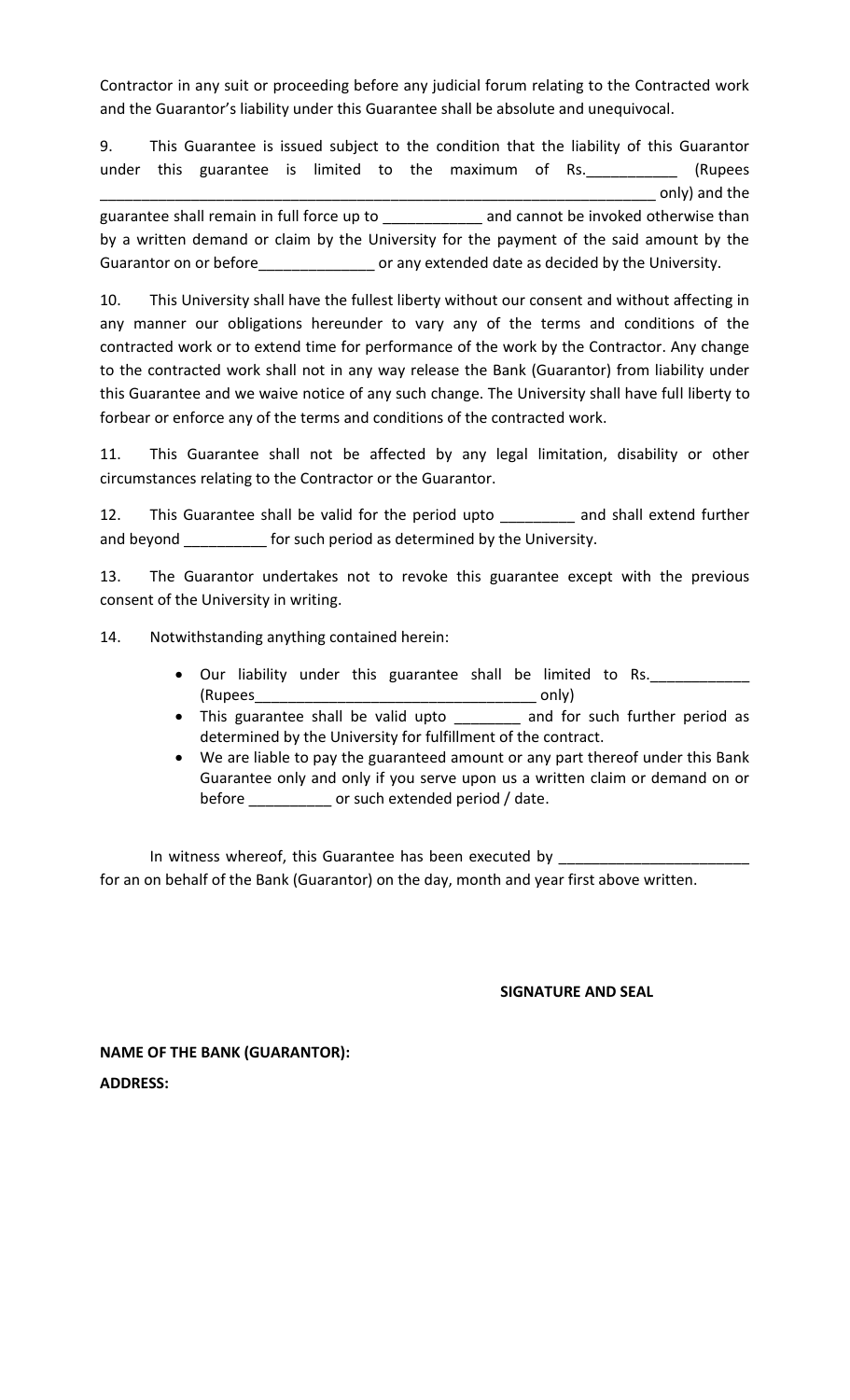Contractor in any suit or proceeding before any judicial forum relating to the Contracted work and the Guarantor's liability under this Guarantee shall be absolute and unequivocal.

9. This Guarantee is issued subject to the condition that the liability of this Guarantor under this guarantee is limited to the maximum of Rs.___________ (Rupees _____________________________________________________________________ only) and the guarantee shall remain in full force up to ____________ and cannot be invoked otherwise than by a written demand or claim by the University for the payment of the said amount by the Guarantor on or before______________ or any extended date as decided by the University.

10. This University shall have the fullest liberty without our consent and without affecting in any manner our obligations hereunder to vary any of the terms and conditions of the contracted work or to extend time for performance of the work by the Contractor. Any change to the contracted work shall not in any way release the Bank (Guarantor) from liability under this Guarantee and we waive notice of any such change. The University shall have full liberty to forbear or enforce any of the terms and conditions of the contracted work.

11. This Guarantee shall not be affected by any legal limitation, disability or other circumstances relating to the Contractor or the Guarantor.

12. This Guarantee shall be valid for the period upto _________ and shall extend further and beyond __________ for such period as determined by the University.

13. The Guarantor undertakes not to revoke this guarantee except with the previous consent of the University in writing.

14. Notwithstanding anything contained herein:

- Our liability under this guarantee shall be limited to Rs.____________ (Rupees__________________________________ only)
- This guarantee shall be valid upto ________ and for such further period as determined by the University for fulfillment of the contract.
- We are liable to pay the guaranteed amount or any part thereof under this Bank Guarantee only and only if you serve upon us a written claim or demand on or before __________ or such extended period / date.

In witness whereof, this Guarantee has been executed by _______________________ for an on behalf of the Bank (Guarantor) on the day, month and year first above written.

**SIGNATURE AND SEAL**

**NAME OF THE BANK (GUARANTOR):**

**ADDRESS:**